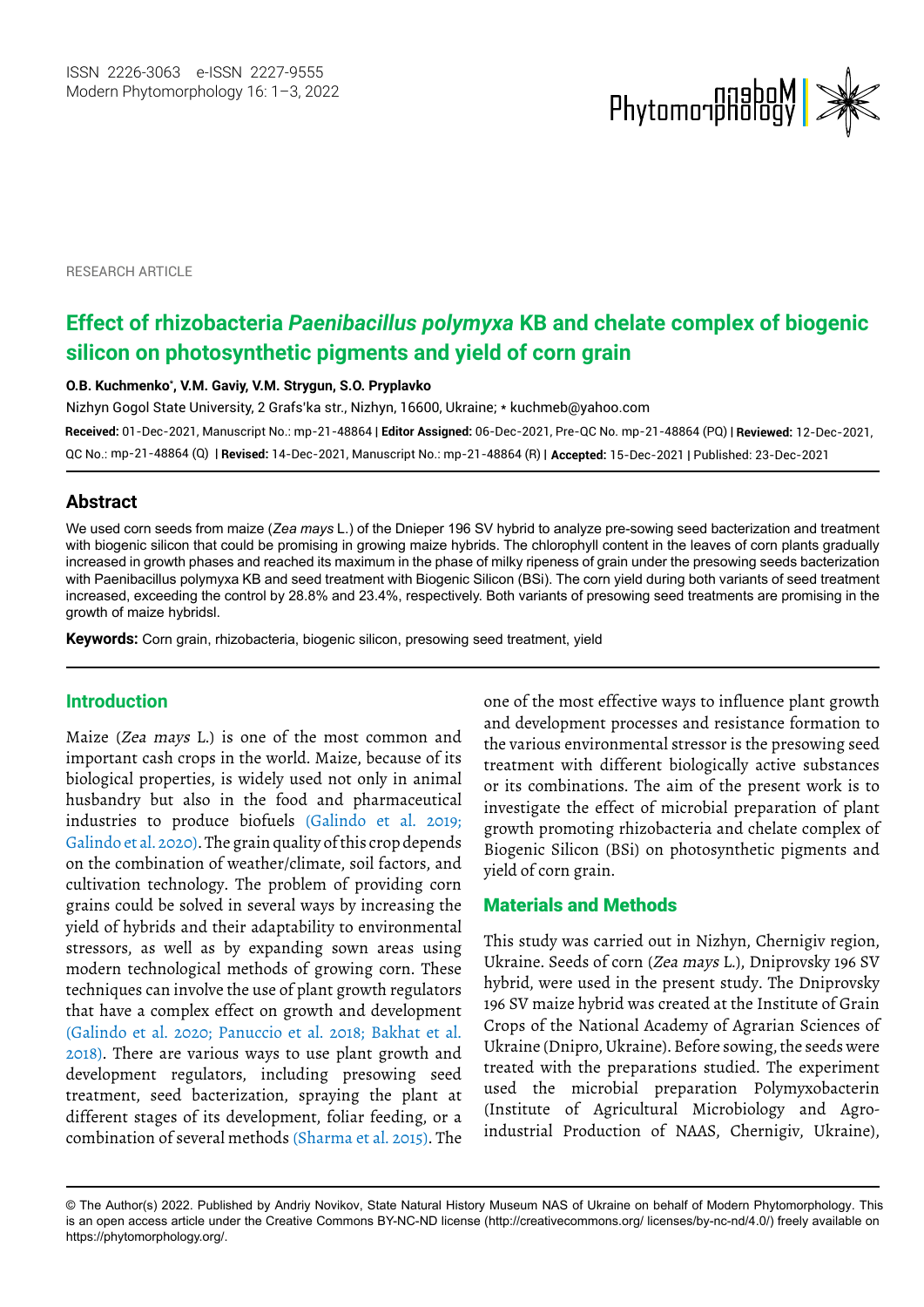RESEARCH ARTICLE

# Effect of rhizobacteria *Paenibacillus polymyxa* KB and chelate complex of biogenic silicon on photosynthetic pigments and yield of corn grain

**O.B. Kuchmenko*, V.M. Gaviy, V.M. Strygun, S.O. Pryplavko**

Nizhyn Gogol State University, 2 Grafs'ka str., Nizhyn, 16600, Ukraine; * kuchmeb@yahoo.com

**Received:** 01-Dec-2021, Manuscript No.: mp-21-48864 | **Editor Assigned:** 06-Dec-2021, Pre-QC No. mp-21-48864 (PQ) | **Reviewed:** 12-Dec-2021, QC No.: mp-21-48864 (Q) | **Revised:** 14-Dec-2021, Manuscript No.: mp-21-48864 (R) | **Accepted:** 15-Dec-2021 | Published: 23-Dec-2021

## Abstract

We used corn seeds from maize (*Zea mays* L.) of the Dnieper 196 SV hybrid to analyze pre-sowing seed bacterization and treatment with biogenic silicon that could be promising in growing maize hybrids. The chlorophyll content in the leaves of corn plants gradually increased in growth phases and reached its maximum in the phase of milky ripeness of grain under the presowing seeds bacterization with Paenibacillus polymyxa KB and seed treatment with Biogenic Silicon (BSi). The corn yield during both variants of seed treatment increased, exceeding the control by 28.8% and 23.4%, respectively. Both variants of presowing seed treatments are promising in the growth of maize hybridsl.

**Keywords:** Corn grain, rhizobacteria, biogenic silicon, presowing seed treatment, yield

## Introduction

Maize (*Zea mays* L.) is one of the most common and important cash crops in the world. Maize, because of its biological properties, is widely used not only in animal husbandry but also in the food and pharmaceutical industries to produce biofuels (Galindo et al. 2019; Galindo et al. 2020). The grain quality of this crop depends on the combination of weather/climate, soil factors, and cultivation technology. The problem of providing corn grains could be solved in several ways by increasing the yield of hybrids and their adaptability to environmental stressors, as well as by expanding sown areas using modern technological methods of growing corn. These techniques can involve the use of plant growth regulators that have a complex effect on growth and development (Galindo et al. 2020; Panuccio et al. 2018; Bakhat et al. 2018). There are various ways to use plant growth and development regulators, including presowing seed treatment, seed bacterization, spraying the plant at different stages of its development, foliar feeding, or a combination of several methods (Sharma et al. 2015). The one of the most effective ways to influence plant growth and development processes and resistance formation to the various environmental stressor is the presowing seed treatment with different biologically active substances or its combinations. The aim of the present work is to investigate the effect of microbial preparation of plant growth promoting rhizobacteria and chelate complex of Biogenic Silicon (BSi) on photosynthetic pigments and yield of corn grain.

## Materials and Methods

This study was carried out in Nizhyn, Chernigiv region, Ukraine. Seeds of corn (*Zea mays* L.), Dniprovsky 196 SV hybrid, were used in the present study. The Dniprovsky 196 SV maize hybrid was created at the Institute of Grain Crops of the National Academy of Agrarian Sciences of Ukraine (Dnipro, Ukraine). Before sowing, the seeds were treated with the preparations studied. The experiment used the microbial preparation Polymyxobacterin (Institute of Agricultural Microbiology and Agro-industrial Production of NAAS, Chernigiv, Ukraine),

© The Author(s) 2022. Published by Andriy Novikov, State Natural History Museum NAS of Ukraine on behalf of Modern Phytomorphology. This is an open access article under the Creative Commons BY-NC-ND license (http://creativecommons.org/ licenses/by-nc-nd/4.0/) freely available on https://phytomorphology.org/.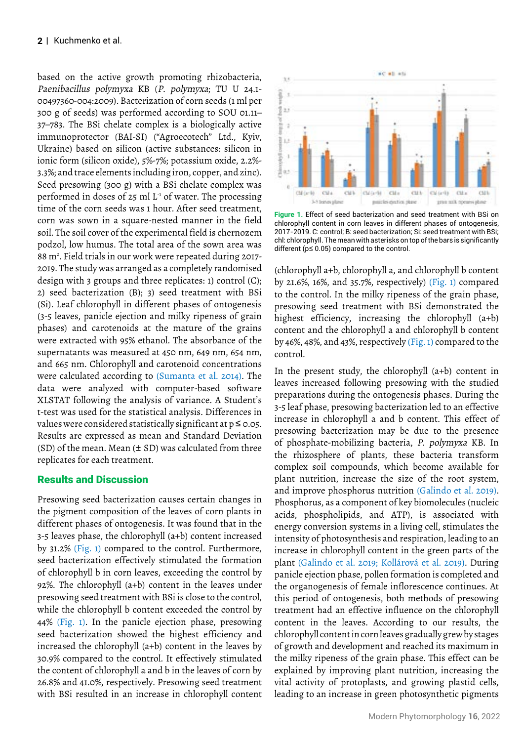based on the active growth promoting rhizobacteria, *Paenibacillus polymyxa* KB (*P. polymyxa*; TU U 24.1-00497360-004:2009). Bacterization of corn seeds (1 ml per 300 g of seeds) was performed according to SOU 01.11–37–783. The BSi chelate complex is a biologically active immunoprotector (BAI-SI) ("Agroecotech" Ltd., Kyiv, Ukraine) based on silicon (active substances: silicon in ionic form (silicon oxide), 5%-7%; potassium oxide, 2.2%-3.3%; and trace elements including iron, copper, and zinc). Seed presowing (300 g) with a BSi chelate complex was performed in doses of 25 ml $L^{-1}$ of water. The processing time of the corn seeds was 1 hour. After seed treatment, corn was sown in a square-nested manner in the field soil. The soil cover of the experimental field is chernozem podzol, low humus. The total area of the sown area was 88 $m^2$. Field trials in our work were repeated during 2017-2019. The study was arranged as a completely randomised design with 3 groups and three replicates: 1) control (C); 2) seed bacterization (B); 3) seed treatment with BSi (Si). Leaf chlorophyll in different phases of ontogenesis (3-5 leaves, panicle ejection and milky ripeness of grain phases) and carotenoids at the mature of the grains were extracted with 95% ethanol. The absorbance of the supernatants was measured at 450 nm, 649 nm, 654 nm, and 665 nm. Chlorophyll and carotenoid concentrations were calculated according to (Sumanta et al. 2014). The data were analyzed with computer-based software XLSTAT following the analysis of variance. A Student's t-test was used for the statistical analysis. Differences in values were considered statistically significant at $p \leq 0.05$. Results are expressed as mean and Standard Deviation (SD) of the mean. Mean (± SD) was calculated from three replicates for each treatment.

## Results and Discussion

Presowing seed bacterization causes certain changes in the pigment composition of the leaves of corn plants in different phases of ontogenesis. It was found that in the 3-5 leaves phase, the chlorophyll (a+b) content increased by 31.2% (Fig. 1) compared to the control. Furthermore, seed bacterization effectively stimulated the formation of chlorophyll b in corn leaves, exceeding the control by 92%. The chlorophyll (a+b) content in the leaves under presowing seed treatment with BSi is close to the control, while the chlorophyll b content exceeded the control by 44% (Fig. 1). In the panicle ejection phase, presowing seed bacterization showed the highest efficiency and increased the chlorophyll (a+b) content in the leaves by 30.9% compared to the control. It effectively stimulated the content of chlorophyll a and b in the leaves of corn by 26.8% and 41.0%, respectively. Presowing seed treatment with BSi resulted in an increase in chlorophyll content

**Figure 1.** Effect of seed bacterization and seed treatment with BSi on chlorophyll content in corn leaves in different phases of ontogenesis, 2017-2019. C: control; B: seed bacterization; Si: seed treatment with BSi; chl: chlorophyll. The mean with asterisks on top of the bars is significantly different ($p \leq 0.05$) compared to the control.

(chlorophyll a+b, chlorophyll a, and chlorophyll b content by 21.6%, 16%, and 35.7%, respectively) (Fig. 1) compared to the control. In the milky ripeness of the grain phase, presowing seed treatment with BSi demonstrated the highest efficiency, increasing the chlorophyll (a+b) content and the chlorophyll a and chlorophyll b content by 46%, 48%, and 43%, respectively (Fig. 1) compared to the control.

In the present study, the chlorophyll (a+b) content in leaves increased following presowing with the studied preparations during the ontogenesis phases. During the 3-5 leaf phase, presowing bacterization led to an effective increase in chlorophyll a and b content. This effect of presowing bacterization may be due to the presence of phosphate-mobilizing bacteria, *P. polymyxa* KB. In the rhizosphere of plants, these bacteria transform complex soil compounds, which become available for plant nutrition, increase the size of the root system, and improve phosphorus nutrition (Galindo et al. 2019). Phosphorus, as a component of key biomolecules (nucleic acids, phospholipids, and ATP), is associated with energy conversion systems in a living cell, stimulates the intensity of photosynthesis and respiration, leading to an increase in chlorophyll content in the green parts of the plant (Galindo et al. 2019; Kollárová et al. 2019). During panicle ejection phase, pollen formation is completed and the organogenesis of female inflorescence continues. At this period of ontogenesis, both methods of presowing treatment had an effective influence on the chlorophyll content in the leaves. According to our results, the chlorophyll content in corn leaves gradually grew by stages of growth and development and reached its maximum in the milky ripeness of the grain phase. This effect can be explained by improving plant nutrition, increasing the vital activity of protoplasts, and growing plastid cells, leading to an increase in green photosynthetic pigments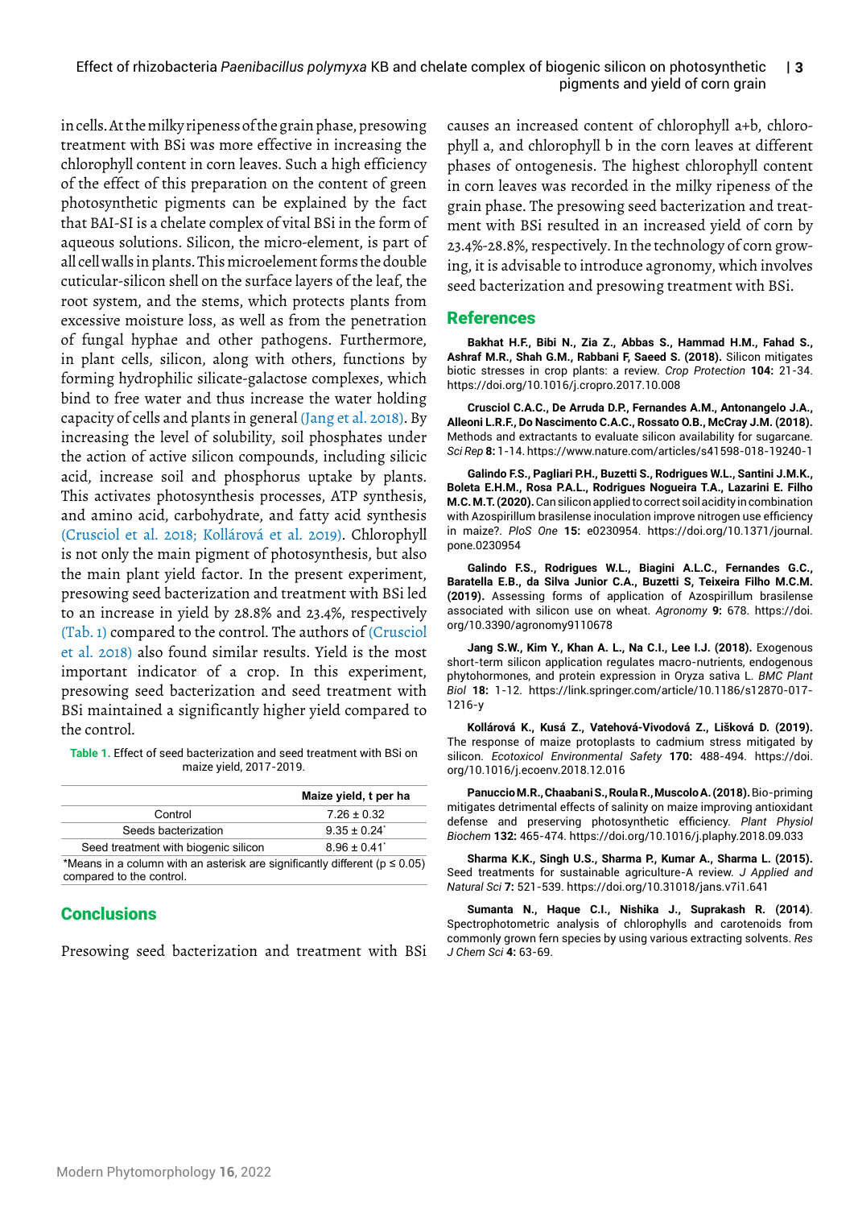in cells. At the milky ripeness of the grain phase, presowing treatment with BSi was more effective in increasing the chlorophyll content in corn leaves. Such a high efficiency of the effect of this preparation on the content of green photosynthetic pigments can be explained by the fact that BAI-SI is a chelate complex of vital BSi in the form of aqueous solutions. Silicon, the micro-element, is part of all cell walls in plants. This microelement forms the double cuticular-silicon shell on the surface layers of the leaf, the root system, and the stems, which protects plants from excessive moisture loss, as well as from the penetration of fungal hyphae and other pathogens. Furthermore, in plant cells, silicon, along with others, functions by forming hydrophilic silicate-galactose complexes, which bind to free water and thus increase the water holding capacity of cells and plants in general (Jang et al. 2018). By increasing the level of solubility, soil phosphates under the action of active silicon compounds, including silicic acid, increase soil and phosphorus uptake by plants. This activates photosynthesis processes, ATP synthesis, and amino acid, carbohydrate, and fatty acid synthesis (Crusciol et al. 2018; Kollárová et al. 2019). Chlorophyll is not only the main pigment of photosynthesis, but also the main plant yield factor. In the present experiment, presowing seed bacterization and treatment with BSi led to an increase in yield by 28.8% and 23.4%, respectively (Tab. 1) compared to the control. The authors of (Crusciol et al. 2018) also found similar results. Yield is the most important indicator of a crop. In this experiment, presowing seed bacterization and seed treatment with BSi maintained a significantly higher yield compared to the control.

**Table 1.** Effect of seed bacterization and seed treatment with BSi on maize yield, 2017-2019.

| | Maize yield, t per ha |
|---|---|
| Control | 7.26 ± 0.32 |
| Seeds bacterization | 9.35 ± 0.24* |
| Seed treatment with biogenic silicon | 8.96 ± 0.41* |

*Means in a column with an asterisk are significantly different ($p \leq 0.05$) compared to the control.

## Conclusions

Presowing seed bacterization and treatment with BSi causes an increased content of chlorophyll a+b, chlorophyll a, and chlorophyll b in the corn leaves at different phases of ontogenesis. The highest chlorophyll content in corn leaves was recorded in the milky ripeness of the grain phase. The presowing seed bacterization and treatment with BSi resulted in an increased yield of corn by 23.4%-28.8%, respectively. In the technology of corn growing, it is advisable to introduce agronomy, which involves seed bacterization and presowing treatment with BSi.

## References

**Bakhat H.F., Bibi N., Zia Z., Abbas S., Hammad H.M., Fahad S., Ashraf M.R., Shah G.M., Rabbani F, Saeed S. (2018).** Silicon mitigates biotic stresses in crop plants: a review. *Crop Protection* **104:** 21-34. https://doi.org/10.1016/j.cropro.2017.10.008

**Crusciol C.A.C., De Arruda D.P., Fernandes A.M., Antonangelo J.A., Alleoni L.R.F., Do Nascimento C.A.C., Rossato O.B., McCray J.M. (2018).** Methods and extractants to evaluate silicon availability for sugarcane. *Sci Rep* **8:** 1-14. https://www.nature.com/articles/s41598-018-19240-1

**Galindo F.S., Pagliari P.H., Buzetti S., Rodrigues W.L., Santini J.M.K., Boleta E.H.M., Rosa P.A.L., Rodrigues Nogueira T.A., Lazarini E. Filho M.C.M.T. (2020).** Can silicon applied to correct soil acidity in combination with Azospirillum brasilense inoculation improve nitrogen use efficiency in maize?. *PloS One* **15:** e0230954. https://doi.org/10.1371/journal.pone.0230954

**Galindo F.S., Rodrigues W.L., Biagini A.L.C., Fernandes G.C., Baratella E.B., da Silva Junior C.A., Buzetti S, Teixeira Filho M.C.M. (2019).** Assessing forms of application of Azospirillum brasilense associated with silicon use on wheat. *Agronomy* **9:** 678. https://doi.org/10.3390/agronomy9110678

**Jang S.W., Kim Y., Khan A. L., Na C.I., Lee I.J. (2018).** Exogenous short-term silicon application regulates macro-nutrients, endogenous phytohormones, and protein expression in Oryza sativa L. *BMC Plant Biol* **18:** 1-12. https://link.springer.com/article/10.1186/s12870-017-1216-y

**Kollárová K., Kusá Z., Vatehová-Vivodová Z., Lišková D. (2019).** The response of maize protoplasts to cadmium stress mitigated by silicon. *Ecotoxicol Environmental Safety* **170:** 488-494. https://doi.org/10.1016/j.ecoenv.2018.12.016

**Panuccio M.R., Chaabani S., Roula R., Muscolo A. (2018).** Bio-priming mitigates detrimental effects of salinity on maize improving antioxidant defense and preserving photosynthetic efficiency. *Plant Physiol Biochem* **132:** 465-474. https://doi.org/10.1016/j.plaphy.2018.09.033

**Sharma K.K., Singh U.S., Sharma P., Kumar A., Sharma L. (2015).** Seed treatments for sustainable agriculture-A review. *J Applied and Natural Sci* **7:** 521-539. https://doi.org/10.31018/jans.v7i1.641

**Sumanta N., Haque C.I., Nishika J., Suprakash R. (2014)**. Spectrophotometric analysis of chlorophylls and carotenoids from commonly grown fern species by using various extracting solvents. *Res J Chem Sci* **4:** 63-69.